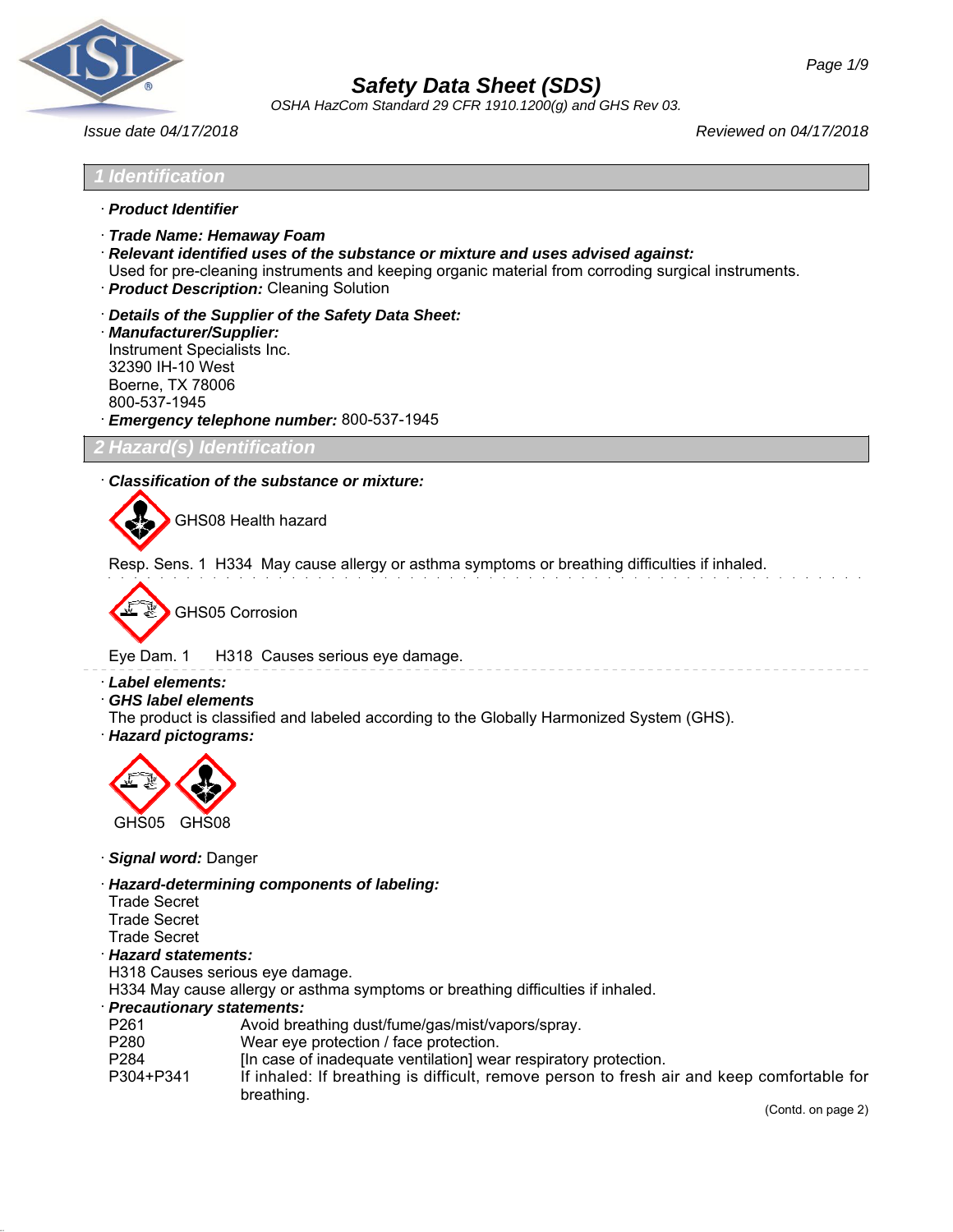# Safety Data Sheet (SDS)

*OSHA HazCom Standard 29 CFR 1910.1200(g) and GHS Rev 03.*

*Issue date 04/17/2018* *Reviewed on 04/17/2018*

## 1 Identification

· ***Product Identifier***

· ***Trade Name: Hemaway Foam***

· ***Relevant identified uses of the substance or mixture and uses advised against:***
Used for pre-cleaning instruments and keeping organic material from corroding surgical instruments.

· ***Product Description:*** Cleaning Solution

· ***Details of the Supplier of the Safety Data Sheet:***

· ***Manufacturer/Supplier:***
Instrument Specialists Inc.
32390 IH-10 West
Boerne, TX 78006
800-537-1945

· ***Emergency telephone number:*** 800-537-1945

## 2 Hazard(s) Identification

· ***Classification of the substance or mixture:***

GHS08 Health hazard

Resp. Sens. 1 H334 May cause allergy or asthma symptoms or breathing difficulties if inhaled.

GHS05 Corrosion

Eye Dam. 1 H318 Causes serious eye damage.

· ***Label elements:***

· ***GHS label elements***
The product is classified and labeled according to the Globally Harmonized System (GHS).

· ***Hazard pictograms:***

GHS05 GHS08

· ***Signal word:*** Danger

· ***Hazard-determining components of labeling:***
Trade Secret
Trade Secret
Trade Secret

· ***Hazard statements:***
H318 Causes serious eye damage.
H334 May cause allergy or asthma symptoms or breathing difficulties if inhaled.

· ***Precautionary statements:***

| | |
|---|---|
| P261 | Avoid breathing dust/fume/gas/mist/vapors/spray. |
| P280 | Wear eye protection / face protection. |
| P284 | [In case of inadequate ventilation] wear respiratory protection. |
| P304+P341 | If inhaled: If breathing is difficult, remove person to fresh air and keep comfortable for breathing. |

(Contd. on page 2)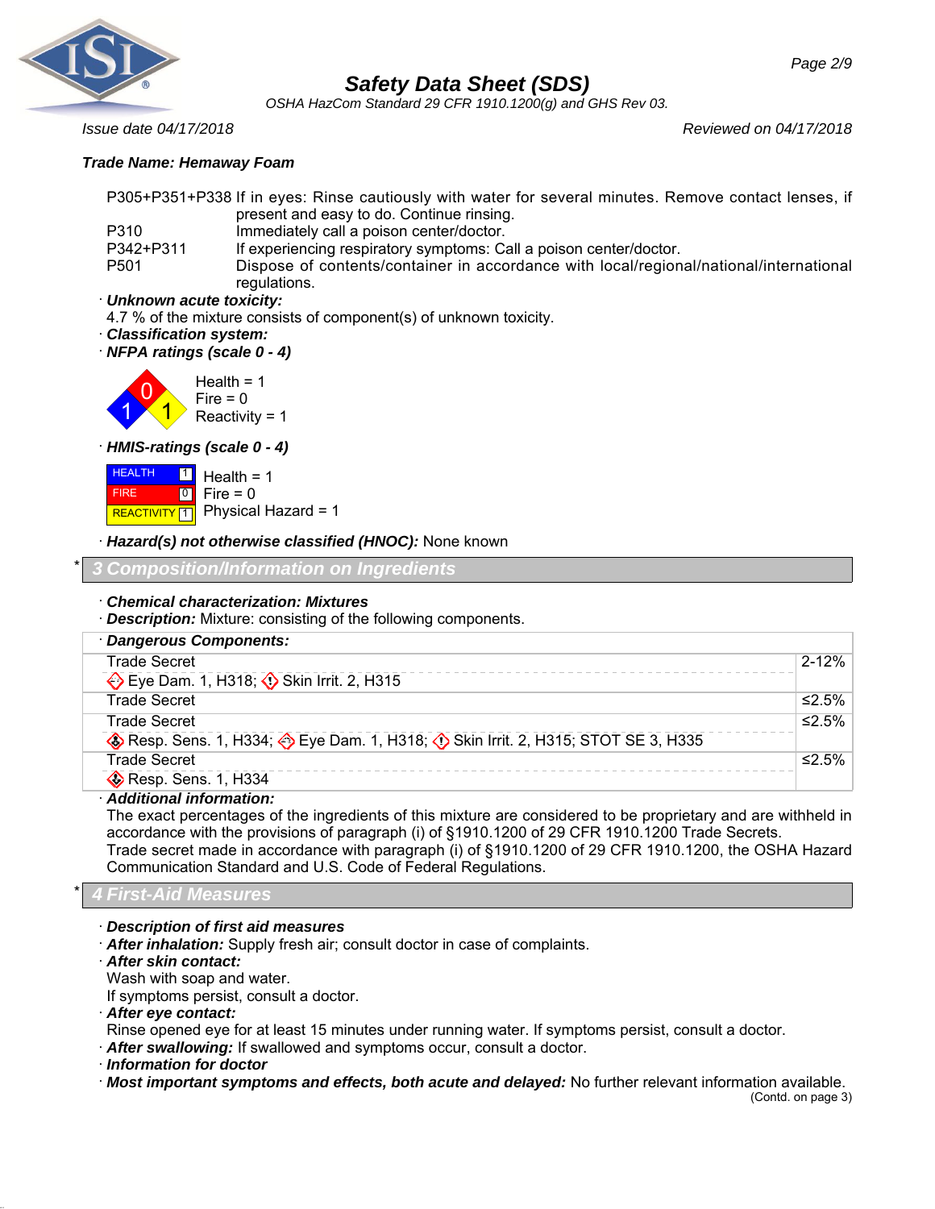**Trade Name: Hemaway Foam**

| | |
|---|---|
| P305+P351+P338 | If in eyes: Rinse cautiously with water for several minutes. Remove contact lenses, if present and easy to do. Continue rinsing. |
| P310 | Immediately call a poison center/doctor. |
| P342+P311 | If experiencing respiratory symptoms: Call a poison center/doctor. |
| P501 | Dispose of contents/container in accordance with local/regional/national/international regulations. |

· ***Unknown acute toxicity:***

4.7 % of the mixture consists of component(s) of unknown toxicity.

· ***Classification system:***

· ***NFPA ratings (scale 0 - 4)***

Health = 1
Fire = 0
Reactivity = 1

· ***HMIS-ratings (scale 0 - 4)***

| | | |
|---|---|---|
| HEALTH | 1 | Health = 1 |
| FIRE | 0 | Fire = 0 |
| REACTIVITY | 1 | Physical Hazard = 1 |

· ***Hazard(s) not otherwise classified (HNOC):*** None known

## 3 Composition/Information on Ingredients

· ***Chemical characterization: Mixtures***

· ***Description:*** Mixture: consisting of the following components.

· ***Dangerous Components:***

| Component | Concentration |
|---|---|
| Trade Secret<br>Eye Dam. 1, H318; Skin Irrit. 2, H315 | 2-12% |
| Trade Secret | ≤2.5% |
| Trade Secret<br>Resp. Sens. 1, H334; Eye Dam. 1, H318; Skin Irrit. 2, H315; STOT SE 3, H335 | ≤2.5% |
| Trade Secret<br>Resp. Sens. 1, H334 | ≤2.5% |

· ***Additional information:***

The exact percentages of the ingredients of this mixture are considered to be proprietary and are withheld in accordance with the provisions of paragraph (i) of §1910.1200 of 29 CFR 1910.1200 Trade Secrets.
Trade secret made in accordance with paragraph (i) of §1910.1200 of 29 CFR 1910.1200, the OSHA Hazard Communication Standard and U.S. Code of Federal Regulations.

## 4 First-Aid Measures

· ***Description of first aid measures***

· ***After inhalation:*** Supply fresh air; consult doctor in case of complaints.

· ***After skin contact:***

Wash with soap and water.
If symptoms persist, consult a doctor.

· ***After eye contact:***

Rinse opened eye for at least 15 minutes under running water. If symptoms persist, consult a doctor.

· ***After swallowing:*** If swallowed and symptoms occur, consult a doctor.

· ***Information for doctor***

· ***Most important symptoms and effects, both acute and delayed:*** No further relevant information available.

(Contd. on page 3)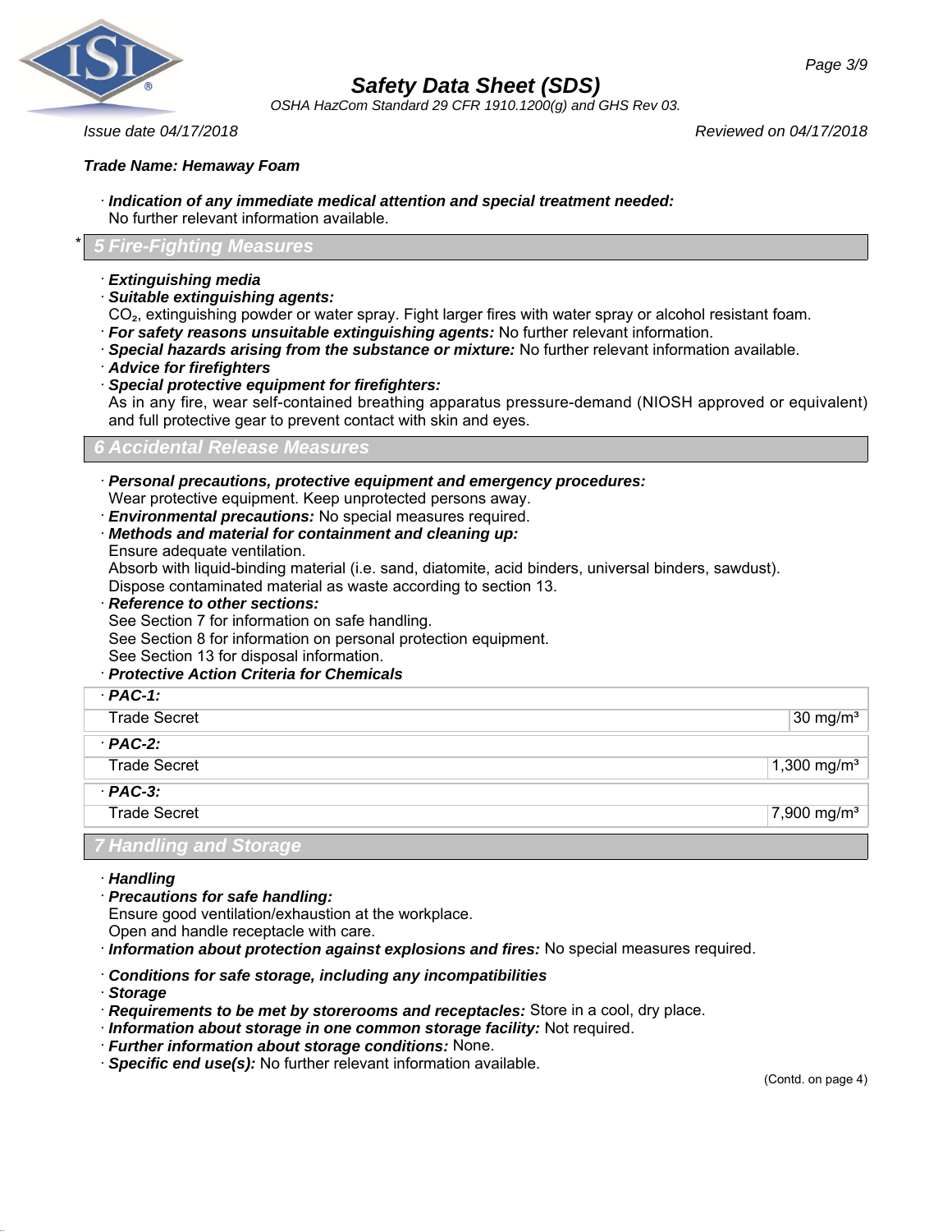Trade Name: Hemaway Foam

· **Indication of any immediate medical attention and special treatment needed:**
No further relevant information available.

## * 5 Fire-Fighting Measures

· **Extinguishing media**
· **Suitable extinguishing agents:**
$CO_2$, extinguishing powder or water spray. Fight larger fires with water spray or alcohol resistant foam.
· **For safety reasons unsuitable extinguishing agents:** No further relevant information.
· **Special hazards arising from the substance or mixture:** No further relevant information available.
· **Advice for firefighters**
· **Special protective equipment for firefighters:**
As in any fire, wear self-contained breathing apparatus pressure-demand (NIOSH approved or equivalent) and full protective gear to prevent contact with skin and eyes.

## 6 Accidental Release Measures

· **Personal precautions, protective equipment and emergency procedures:**
Wear protective equipment. Keep unprotected persons away.
· **Environmental precautions:** No special measures required.
· **Methods and material for containment and cleaning up:**
Ensure adequate ventilation.
Absorb with liquid-binding material (i.e. sand, diatomite, acid binders, universal binders, sawdust).
Dispose contaminated material as waste according to section 13.
· **Reference to other sections:**
See Section 7 for information on safe handling.
See Section 8 for information on personal protection equipment.
See Section 13 for disposal information.
· **Protective Action Criteria for Chemicals**

| · **PAC-1:** | |
|---|---|
| Trade Secret | 30 mg/m³ |
| · **PAC-2:** | |
| Trade Secret | 1,300 mg/m³ |
| · **PAC-3:** | |
| Trade Secret | 7,900 mg/m³ |

## 7 Handling and Storage

· **Handling**
· **Precautions for safe handling:**
Ensure good ventilation/exhaustion at the workplace.
Open and handle receptacle with care.
· **Information about protection against explosions and fires:** No special measures required.

· **Conditions for safe storage, including any incompatibilities**
· **Storage**
· **Requirements to be met by storerooms and receptacles:** Store in a cool, dry place.
· **Information about storage in one common storage facility:** Not required.
· **Further information about storage conditions:** None.
· **Specific end use(s):** No further relevant information available.

(Contd. on page 4)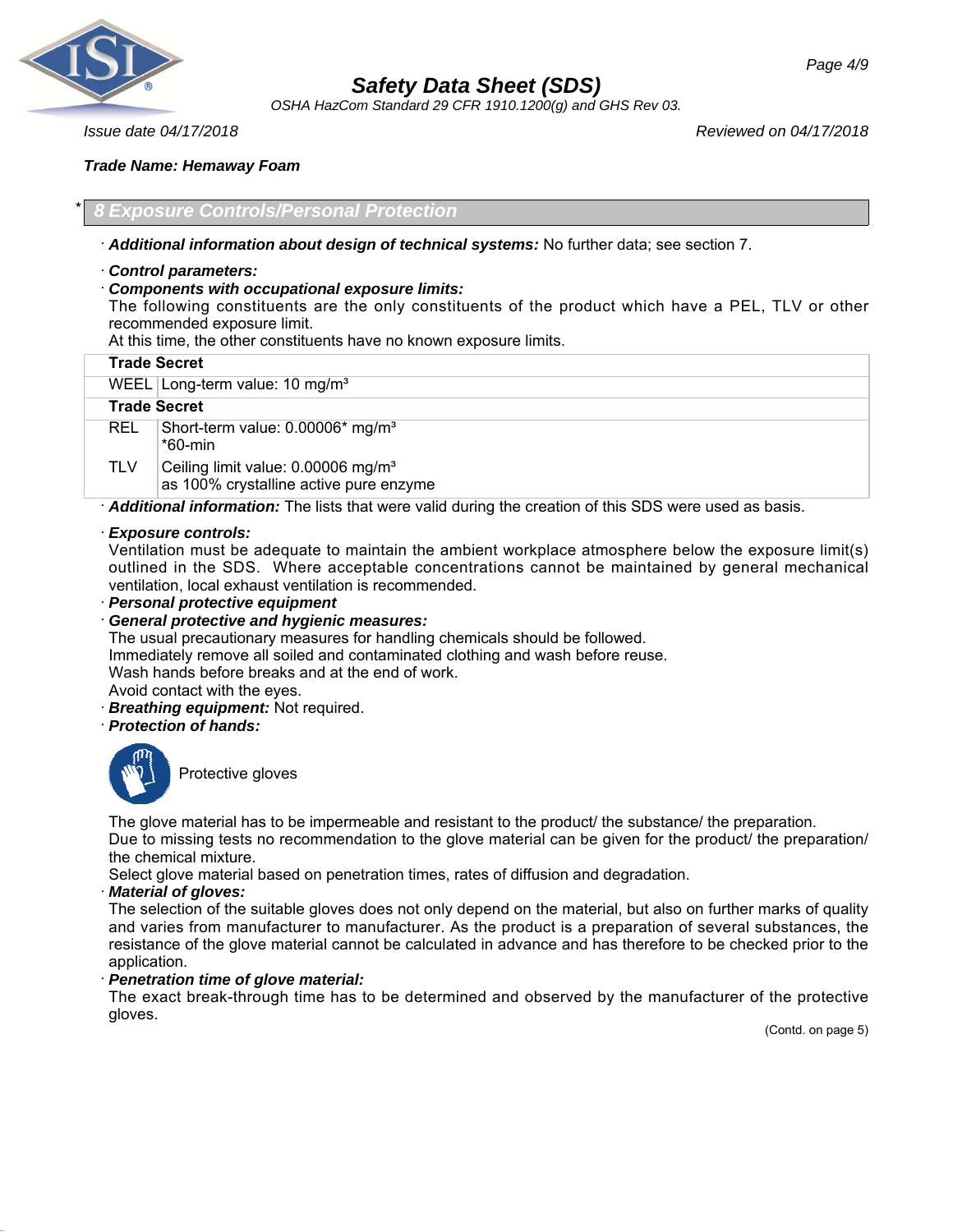*Trade Name: Hemaway Foam*

## * 8 Exposure Controls/Personal Protection

· ***Additional information about design of technical systems:*** No further data; see section 7.

· ***Control parameters:***

· ***Components with occupational exposure limits:***

The following constituents are the only constituents of the product which have a PEL, TLV or other recommended exposure limit.

At this time, the other constituents have no known exposure limits.

| | |
|---|---|
| **Trade Secret** | |
| WEEL | Long-term value: 10 mg/m³ |
| **Trade Secret** | |
| REL | Short-term value: 0.00006* mg/m³<br>*60-min |
| TLV | Ceiling limit value: 0.00006 mg/m³<br>as 100% crystalline active pure enzyme |

· ***Additional information:*** The lists that were valid during the creation of this SDS were used as basis.

· ***Exposure controls:***

Ventilation must be adequate to maintain the ambient workplace atmosphere below the exposure limit(s) outlined in the SDS. Where acceptable concentrations cannot be maintained by general mechanical ventilation, local exhaust ventilation is recommended.

· ***Personal protective equipment***

· ***General protective and hygienic measures:***

The usual precautionary measures for handling chemicals should be followed.

Immediately remove all soiled and contaminated clothing and wash before reuse.

Wash hands before breaks and at the end of work.

Avoid contact with the eyes.

· ***Breathing equipment:*** Not required.

· ***Protection of hands:***

Protective gloves

The glove material has to be impermeable and resistant to the product/ the substance/ the preparation.

Due to missing tests no recommendation to the glove material can be given for the product/ the preparation/ the chemical mixture.

Select glove material based on penetration times, rates of diffusion and degradation.

· ***Material of gloves:***

The selection of the suitable gloves does not only depend on the material, but also on further marks of quality and varies from manufacturer to manufacturer. As the product is a preparation of several substances, the resistance of the glove material cannot be calculated in advance and has therefore to be checked prior to the application.

· ***Penetration time of glove material:***

The exact break-through time has to be determined and observed by the manufacturer of the protective gloves.

(Contd. on page 5)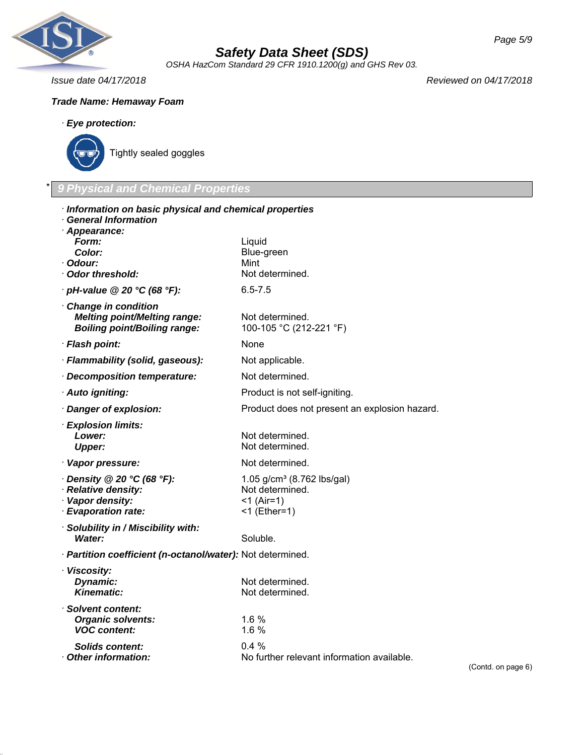**Trade Name: Hemaway Foam**

· **Eye protection:**

Tightly sealed goggles

## * 9 Physical and Chemical Properties

· **Information on basic physical and chemical properties**
· **General Information**

| Property | Value |
|---|---|
| · **Appearance:** | |
| **Form:** | Liquid |
| **Color:** | Blue-green |
| · **Odour:** | Mint |
| · **Odor threshold:** | Not determined. |
| · **pH-value @ 20 °C (68 °F):** | 6.5-7.5 |
| · **Change in condition** | |
| **Melting point/Melting range:** | Not determined. |
| **Boiling point/Boiling range:** | 100-105 °C (212-221 °F) |
| · **Flash point:** | None |
| · **Flammability (solid, gaseous):** | Not applicable. |
| · **Decomposition temperature:** | Not determined. |
| · **Auto igniting:** | Product is not self-igniting. |
| · **Danger of explosion:** | Product does not present an explosion hazard. |
| · **Explosion limits:** | |
| **Lower:** | Not determined. |
| **Upper:** | Not determined. |
| · **Vapor pressure:** | Not determined. |
| · **Density @ 20 °C (68 °F):** | 1.05 g/cm³ (8.762 lbs/gal) |
| · **Relative density:** | Not determined. |
| · **Vapor density:** | <1 (Air=1) |
| · **Evaporation rate:** | <1 (Ether=1) |
| · **Solubility in / Miscibility with:** | |
| **Water:** | Soluble. |
| · **Partition coefficient (n-octanol/water):** | Not determined. |
| · **Viscosity:** | |
| **Dynamic:** | Not determined. |
| **Kinematic:** | Not determined. |
| · **Solvent content:** | |
| **Organic solvents:** | 1.6 % |
| **VOC content:** | 1.6 % |
| **Solids content:** | 0.4 % |
| · **Other information:** | No further relevant information available. |

(Contd. on page 6)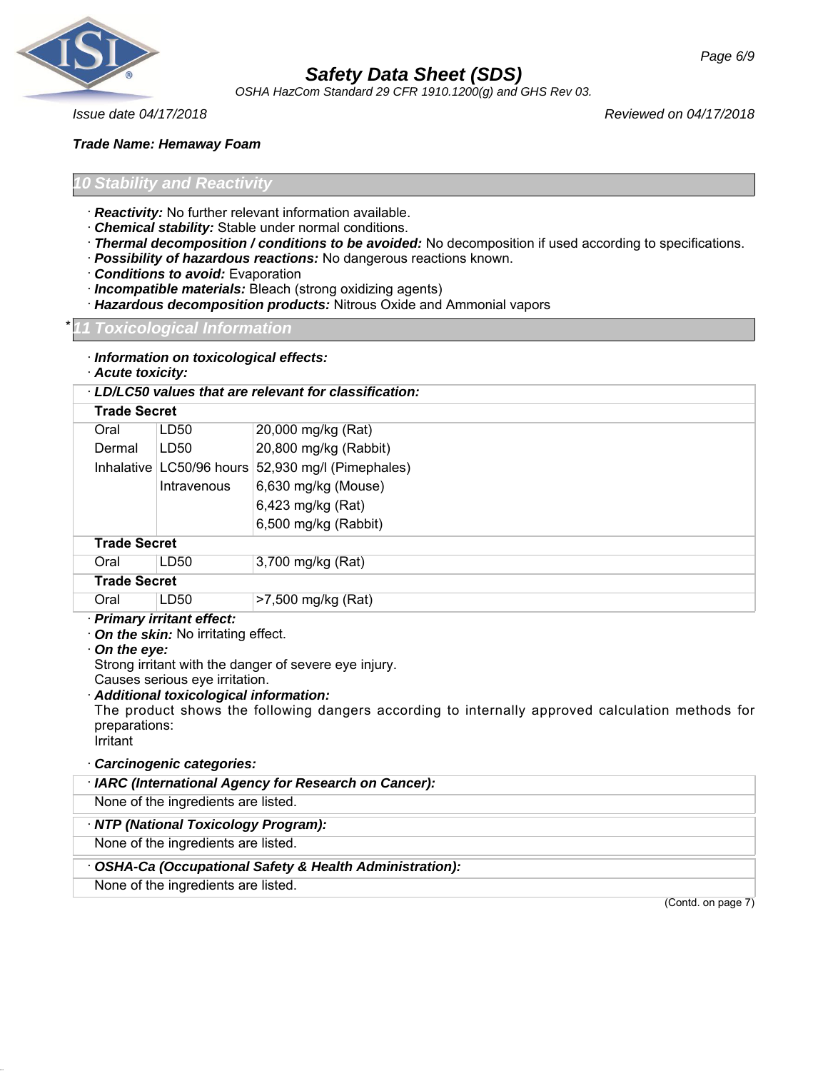***Trade Name: Hemaway Foam***

## 10 Stability and Reactivity

· ***Reactivity:*** No further relevant information available.
· ***Chemical stability:*** Stable under normal conditions.
· ***Thermal decomposition / conditions to be avoided:*** No decomposition if used according to specifications.
· ***Possibility of hazardous reactions:*** No dangerous reactions known.
· ***Conditions to avoid:*** Evaporation
· ***Incompatible materials:*** Bleach (strong oxidizing agents)
· ***Hazardous decomposition products:*** Nitrous Oxide and Ammonial vapors

## * 11 Toxicological Information

· ***Information on toxicological effects:***
· ***Acute toxicity:***

| · ***LD/LC50 values that are relevant for classification:*** | | |
|---|---|---|
| **Trade Secret** | | |
| Oral | LD50 | 20,000 mg/kg (Rat) |
| Dermal | LD50 | 20,800 mg/kg (Rabbit) |
| Inhalative | LC50/96 hours | 52,930 mg/l (Pimephales) |
| | Intravenous | 6,630 mg/kg (Mouse) |
| | | 6,423 mg/kg (Rat) |
| | | 6,500 mg/kg (Rabbit) |
| **Trade Secret** | | |
| Oral | LD50 | 3,700 mg/kg (Rat) |
| **Trade Secret** | | |
| Oral | LD50 | >7,500 mg/kg (Rat) |

· ***Primary irritant effect:***
· ***On the skin:*** No irritating effect.
· ***On the eye:***
Strong irritant with the danger of severe eye injury.
Causes serious eye irritation.
· ***Additional toxicological information:***
The product shows the following dangers according to internally approved calculation methods for preparations:
Irritant

· ***Carcinogenic categories:***

| · ***IARC (International Agency for Research on Cancer):*** |
|---|
| None of the ingredients are listed. |

| · ***NTP (National Toxicology Program):*** |
|---|
| None of the ingredients are listed. |

| · ***OSHA-Ca (Occupational Safety & Health Administration):*** |
|---|
| None of the ingredients are listed. |

(Contd. on page 7)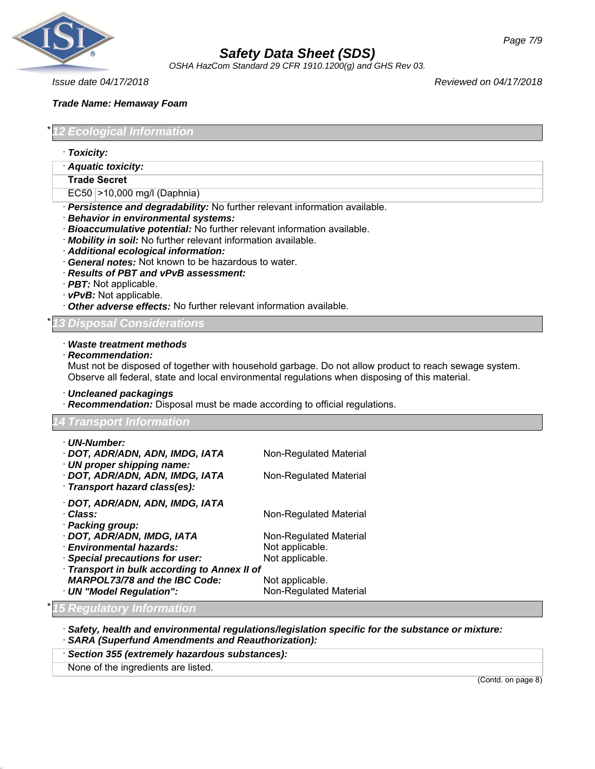**Trade Name: Hemaway Foam**

## * 12 Ecological Information

· **Toxicity:**

| · **Aquatic toxicity:** | |
|---|---|
| **Trade Secret** | |
| EC50 | >10,000 mg/l (Daphnia) |

· ***Persistence and degradability:*** No further relevant information available.
· ***Behavior in environmental systems:***
· ***Bioaccumulative potential:*** No further relevant information available.
· ***Mobility in soil:*** No further relevant information available.
· ***Additional ecological information:***
· ***General notes:*** Not known to be hazardous to water.
· ***Results of PBT and vPvB assessment:***
· ***PBT:*** Not applicable.
· ***vPvB:*** Not applicable.
· ***Other adverse effects:*** No further relevant information available.

## * 13 Disposal Considerations

· ***Waste treatment methods***
· ***Recommendation:***
Must not be disposed of together with household garbage. Do not allow product to reach sewage system. Observe all federal, state and local environmental regulations when disposing of this material.

· ***Uncleaned packagings***
· ***Recommendation:*** Disposal must be made according to official regulations.

## 14 Transport Information

· ***UN-Number:***
· ***DOT, ADR/ADN, ADN, IMDG, IATA*** Non-Regulated Material
· ***UN proper shipping name:***
· ***DOT, ADR/ADN, ADN, IMDG, IATA*** Non-Regulated Material
· ***Transport hazard class(es):***

· ***DOT, ADR/ADN, ADN, IMDG, IATA***
· ***Class:*** Non-Regulated Material
· ***Packing group:***
· ***DOT, ADR/ADN, IMDG, IATA*** Non-Regulated Material
· ***Environmental hazards:*** Not applicable.
· ***Special precautions for user:*** Not applicable.
· ***Transport in bulk according to Annex II of MARPOL73/78 and the IBC Code:*** Not applicable.
· ***UN "Model Regulation":*** Non-Regulated Material

## * 15 Regulatory Information

· ***Safety, health and environmental regulations/legislation specific for the substance or mixture:***
· ***SARA (Superfund Amendments and Reauthorization):***

| · ***Section 355 (extremely hazardous substances):*** |
|---|
| None of the ingredients are listed. |

(Contd. on page 8)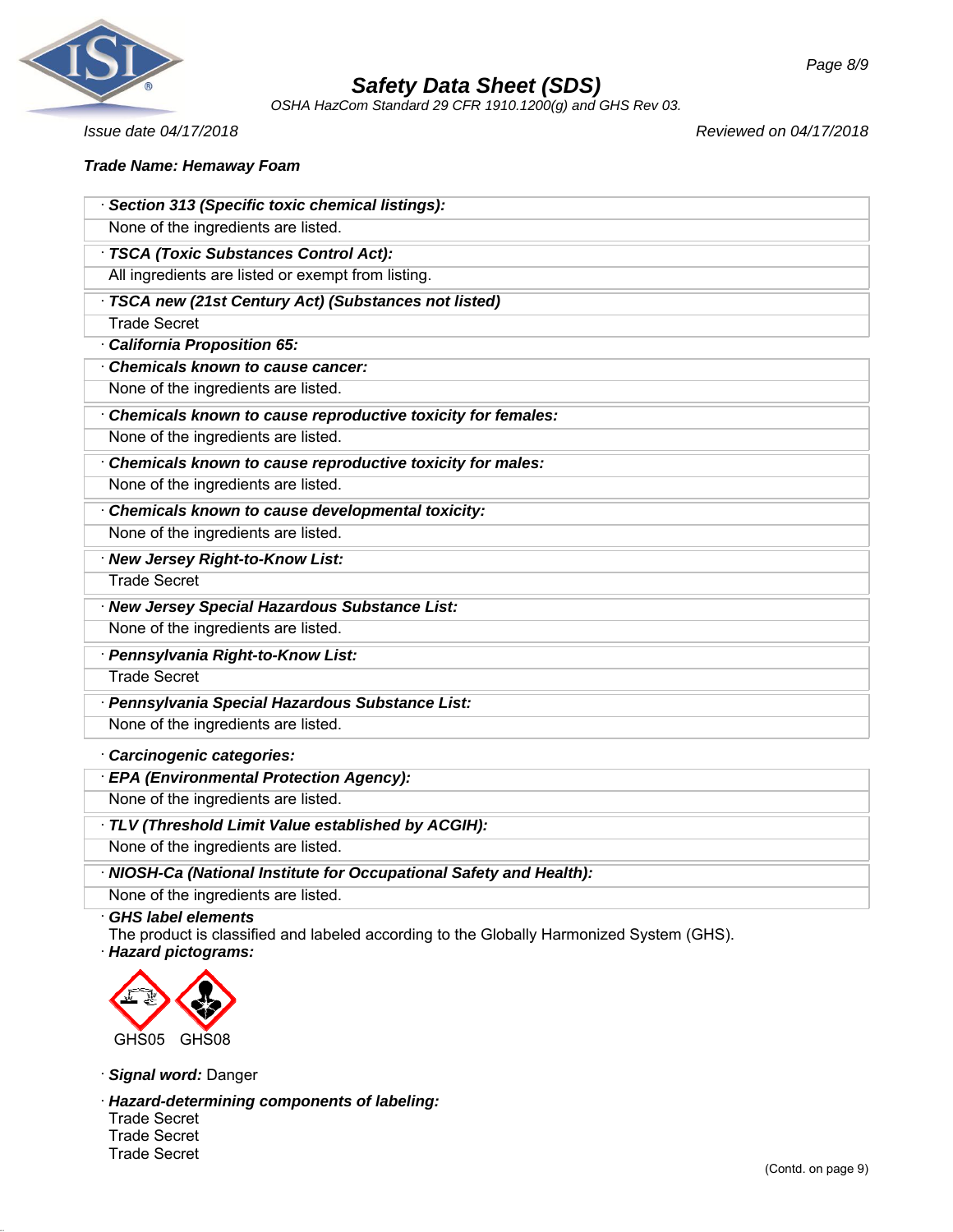**Trade Name: Hemaway Foam**

· **Section 313 (Specific toxic chemical listings):**
None of the ingredients are listed.

· **TSCA (Toxic Substances Control Act):**
All ingredients are listed or exempt from listing.

· **TSCA new (21st Century Act) (Substances not listed)**
Trade Secret

· **California Proposition 65:**

· **Chemicals known to cause cancer:**
None of the ingredients are listed.

· **Chemicals known to cause reproductive toxicity for females:**
None of the ingredients are listed.

· **Chemicals known to cause reproductive toxicity for males:**
None of the ingredients are listed.

· **Chemicals known to cause developmental toxicity:**
None of the ingredients are listed.

· **New Jersey Right-to-Know List:**
Trade Secret

· **New Jersey Special Hazardous Substance List:**
None of the ingredients are listed.

· **Pennsylvania Right-to-Know List:**
Trade Secret

· **Pennsylvania Special Hazardous Substance List:**
None of the ingredients are listed.

· **Carcinogenic categories:**

· **EPA (Environmental Protection Agency):**
None of the ingredients are listed.

· **TLV (Threshold Limit Value established by ACGIH):**
None of the ingredients are listed.

· **NIOSH-Ca (National Institute for Occupational Safety and Health):**
None of the ingredients are listed.

· **GHS label elements**
The product is classified and labeled according to the Globally Harmonized System (GHS).

· **Hazard pictograms:**

GHS05 GHS08

· **Signal word:** Danger

· **Hazard-determining components of labeling:**
Trade Secret
Trade Secret
Trade Secret

(Contd. on page 9)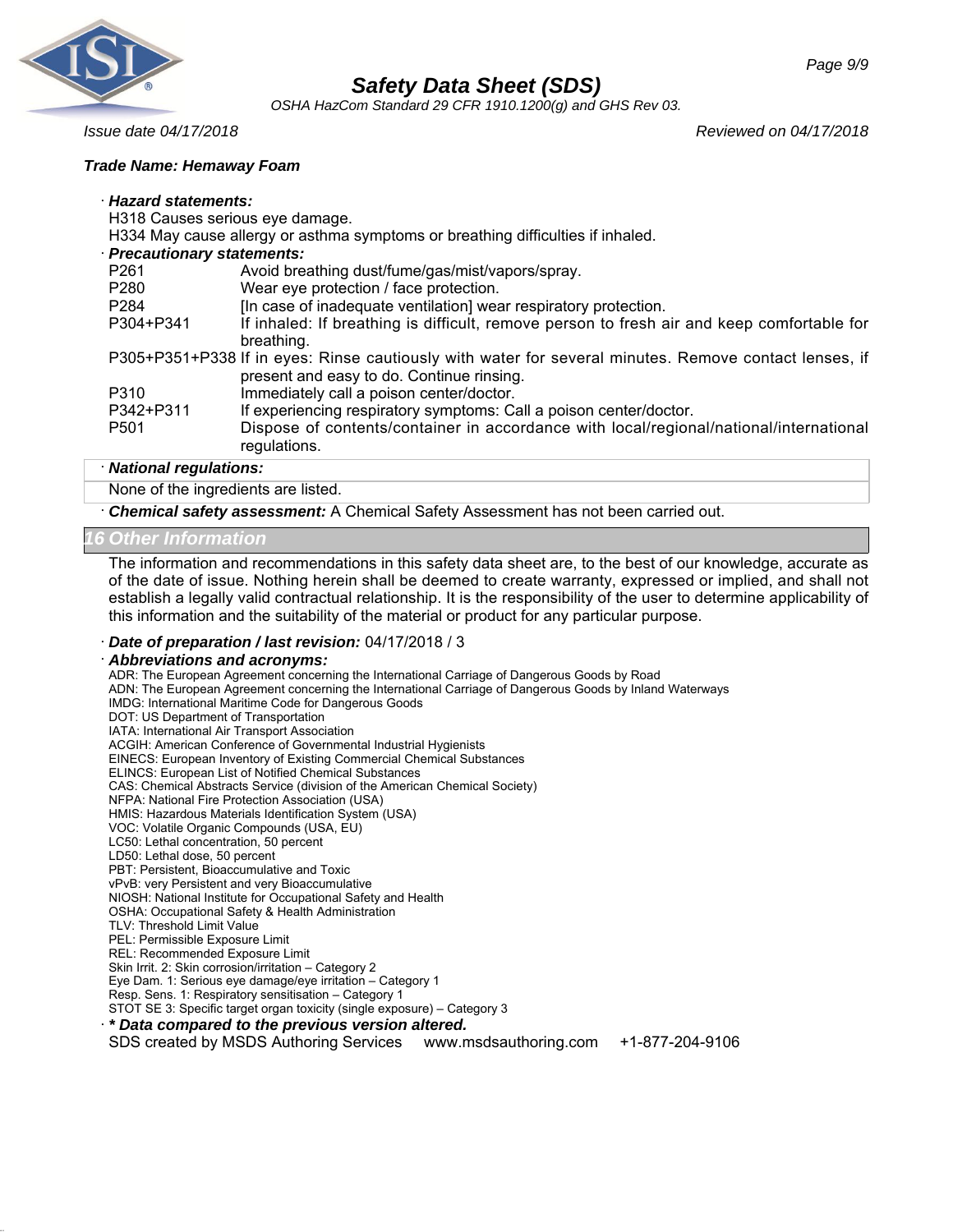**Trade Name: Hemaway Foam**

· ***Hazard statements:***

H318 Causes serious eye damage.
H334 May cause allergy or asthma symptoms or breathing difficulties if inhaled.

· ***Precautionary statements:***

| | |
|---|---|
| P261 | Avoid breathing dust/fume/gas/mist/vapors/spray. |
| P280 | Wear eye protection / face protection. |
| P284 | [In case of inadequate ventilation] wear respiratory protection. |
| P304+P341 | If inhaled: If breathing is difficult, remove person to fresh air and keep comfortable for breathing. |
| P305+P351+P338 | If in eyes: Rinse cautiously with water for several minutes. Remove contact lenses, if present and easy to do. Continue rinsing. |
| P310 | Immediately call a poison center/doctor. |
| P342+P311 | If experiencing respiratory symptoms: Call a poison center/doctor. |
| P501 | Dispose of contents/container in accordance with local/regional/national/international regulations. |

· ***National regulations:***

None of the ingredients are listed.

· ***Chemical safety assessment:*** A Chemical Safety Assessment has not been carried out.

## 16 Other Information

The information and recommendations in this safety data sheet are, to the best of our knowledge, accurate as of the date of issue. Nothing herein shall be deemed to create warranty, expressed or implied, and shall not establish a legally valid contractual relationship. It is the responsibility of the user to determine applicability of this information and the suitability of the material or product for any particular purpose.

· ***Date of preparation / last revision:*** 04/17/2018 / 3

· ***Abbreviations and acronyms:***

ADR: The European Agreement concerning the International Carriage of Dangerous Goods by Road
ADN: The European Agreement concerning the International Carriage of Dangerous Goods by Inland Waterways
IMDG: International Maritime Code for Dangerous Goods
DOT: US Department of Transportation
IATA: International Air Transport Association
ACGIH: American Conference of Governmental Industrial Hygienists
EINECS: European Inventory of Existing Commercial Chemical Substances
ELINCS: European List of Notified Chemical Substances
CAS: Chemical Abstracts Service (division of the American Chemical Society)
NFPA: National Fire Protection Association (USA)
HMIS: Hazardous Materials Identification System (USA)
VOC: Volatile Organic Compounds (USA, EU)
LC50: Lethal concentration, 50 percent
LD50: Lethal dose, 50 percent
PBT: Persistent, Bioaccumulative and Toxic
vPvB: very Persistent and very Bioaccumulative
NIOSH: National Institute for Occupational Safety and Health
OSHA: Occupational Safety & Health Administration
TLV: Threshold Limit Value
PEL: Permissible Exposure Limit
REL: Recommended Exposure Limit
Skin Irrit. 2: Skin corrosion/irritation – Category 2
Eye Dam. 1: Serious eye damage/eye irritation – Category 1
Resp. Sens. 1: Respiratory sensitisation – Category 1
STOT SE 3: Specific target organ toxicity (single exposure) – Category 3

· ***\* Data compared to the previous version altered.***

SDS created by MSDS Authoring Services www.msdsauthoring.com +1-877-204-9106